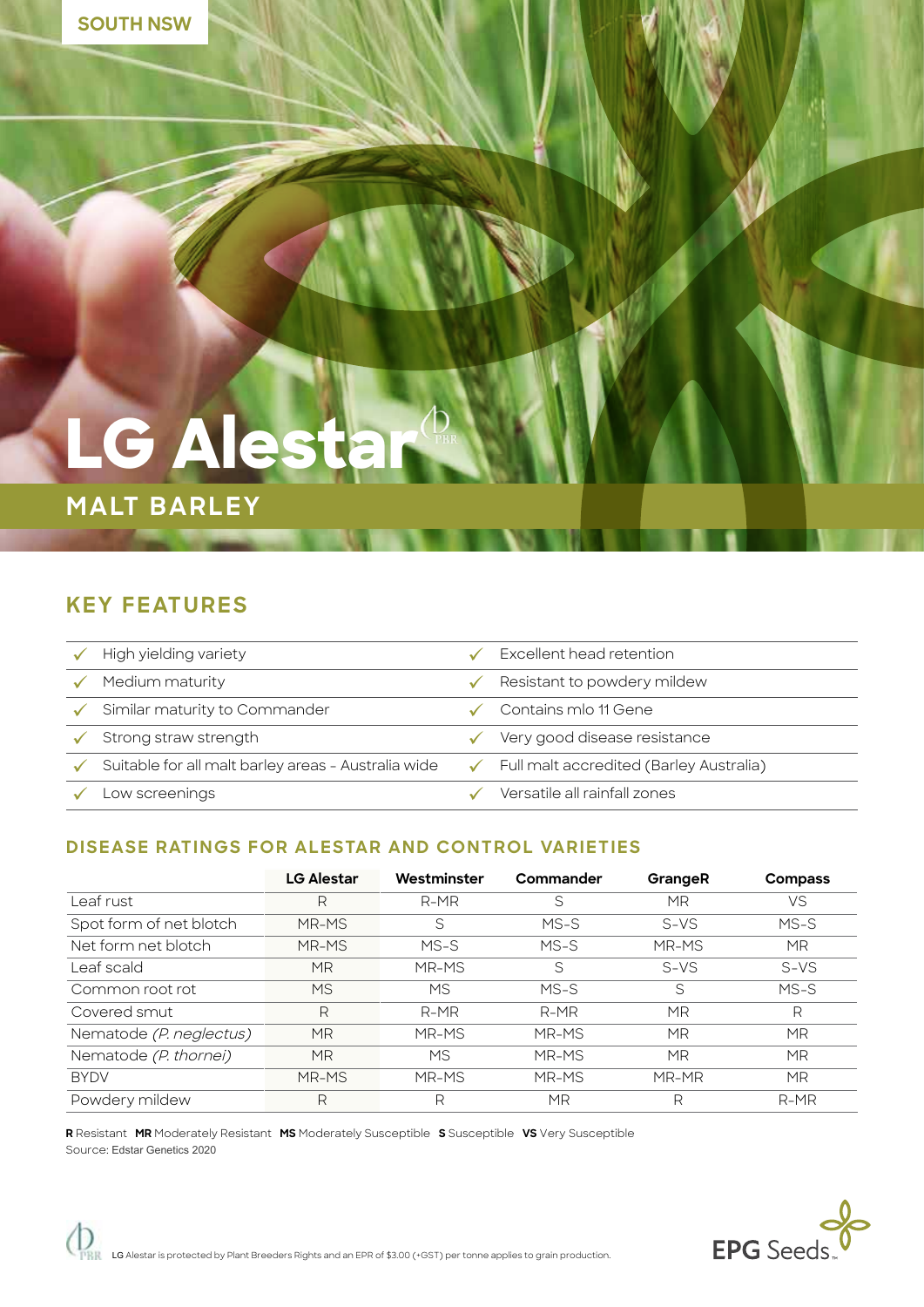SOUTH NSW

# LG Alestar

## MALT BARLEY

## KEY FEATURES

- ✓ High yielding variety
- ✓ Medium maturity
- ✓ Similar maturity to Commander
- ✓ Strong straw strength
- ✓ Suitable for all malt barley areas - Australia wide
- ✓ Low screenings
- ✓ Excellent head retention
- ✓ Resistant to powdery mildew
- ✓ Contains mlo 11 Gene
- ✓ Very good disease resistance
- ✓ Full malt accredited (Barley Australia)
- ✓ Versatile all rainfall zones

### DISEASE RATINGS FOR ALESTAR AND CONTROL VARIETIES

| | LG Alestar | Westminster | Commander | GrangeR | Compass |
|---|---|---|---|---|---|
| Leaf rust | R | R-MR | S | MR | VS |
| Spot form of net blotch | MR-MS | S | MS-S | S-VS | MS-S |
| Net form net blotch | MR-MS | MS-S | MS-S | MR-MS | MR |
| Leaf scald | MR | MR-MS | S | S-VS | S-VS |
| Common root rot | MS | MS | MS-S | S | MS-S |
| Covered smut | R | R-MR | R-MR | MR | R |
| Nematode *(P. neglectus)* | MR | MR-MS | MR-MS | MR | MR |
| Nematode *(P. thornei)* | MR | MS | MR-MS | MR | MR |
| BYDV | MR-MS | MR-MS | MR-MS | MR-MR | MR |
| Powdery mildew | R | R | MR | R | R-MR |

**R** Resistant **MR** Moderately Resistant **MS** Moderately Susceptible **S** Susceptible **VS** Very Susceptible
Source: Edstar Genetics 2020

LG Alestar is protected by Plant Breeders Rights and an EPR of $3.00 (+GST) per tonne applies to grain production.

EPG Seeds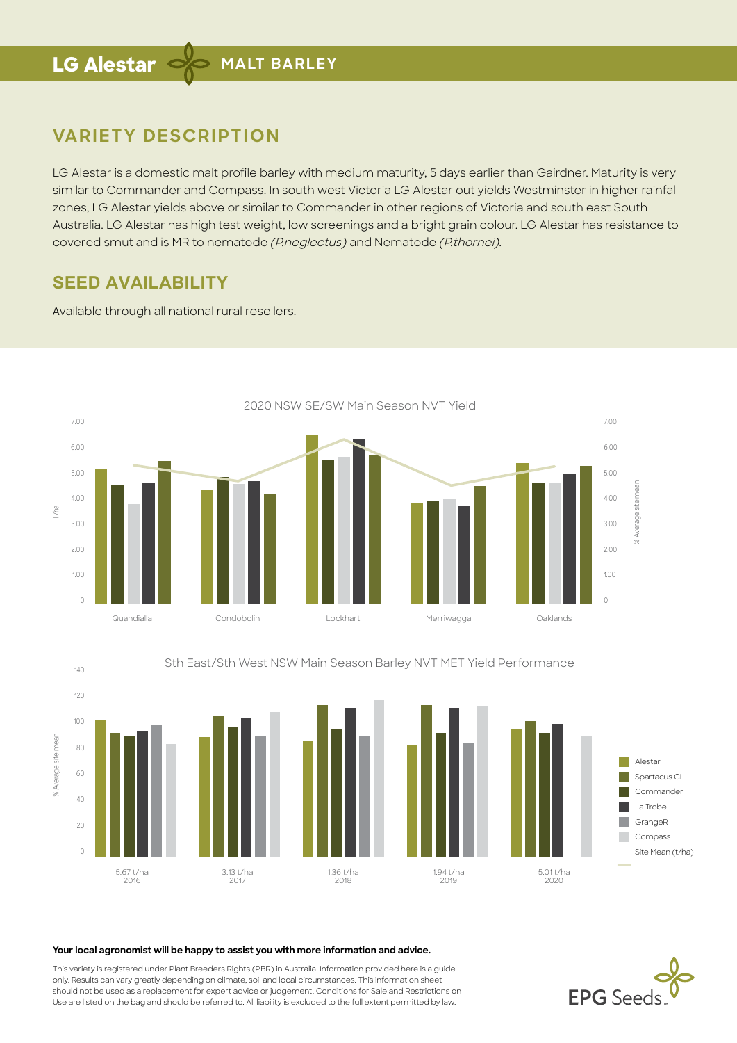# LG Alestar — MALT BARLEY

## VARIETY DESCRIPTION

LG Alestar is a domestic malt profile barley with medium maturity, 5 days earlier than Gairdner. Maturity is very similar to Commander and Compass. In south west Victoria LG Alestar out yields Westminster in higher rainfall zones, LG Alestar yields above or similar to Commander in other regions of Victoria and south east South Australia. LG Alestar has high test weight, low screenings and a bright grain colour. LG Alestar has resistance to covered smut and is MR to nematode *(P.neglectus)* and Nematode *(P.thornei)*.

## SEED AVAILABILITY

Available through all national rural resellers.

2020 NSW SE/SW Main Season NVT Yield

T/ha

% Average site mean

7.00
6.00
5.00
4.00
3.00
2.00
1.00
0

Quandialla
Condobolin
Lockhart
Merriwagga
Oaklands

Sth East/Sth West NSW Main Season Barley NVT MET Yield Performance

% Average site mean

140
120
100
80
60
40
20
0

5.67 t/ha 2016
3.13 t/ha 2017
1.36 t/ha 2018
1.94 t/ha 2019
5.01 t/ha 2020

Alestar
Spartacus CL
Commander
La Trobe
GrangeR
Compass
Site Mean (t/ha)

**Your local agronomist will be happy to assist you with more information and advice.**

This variety is registered under Plant Breeders Rights (PBR) in Australia. Information provided here is a guide only. Results can vary greatly depending on climate, soil and local circumstances. This information sheet should not be used as a replacement for expert advice or judgement. Conditions for Sale and Restrictions on Use are listed on the bag and should be referred to. All liability is excluded to the full extent permitted by law.

EPG Seeds